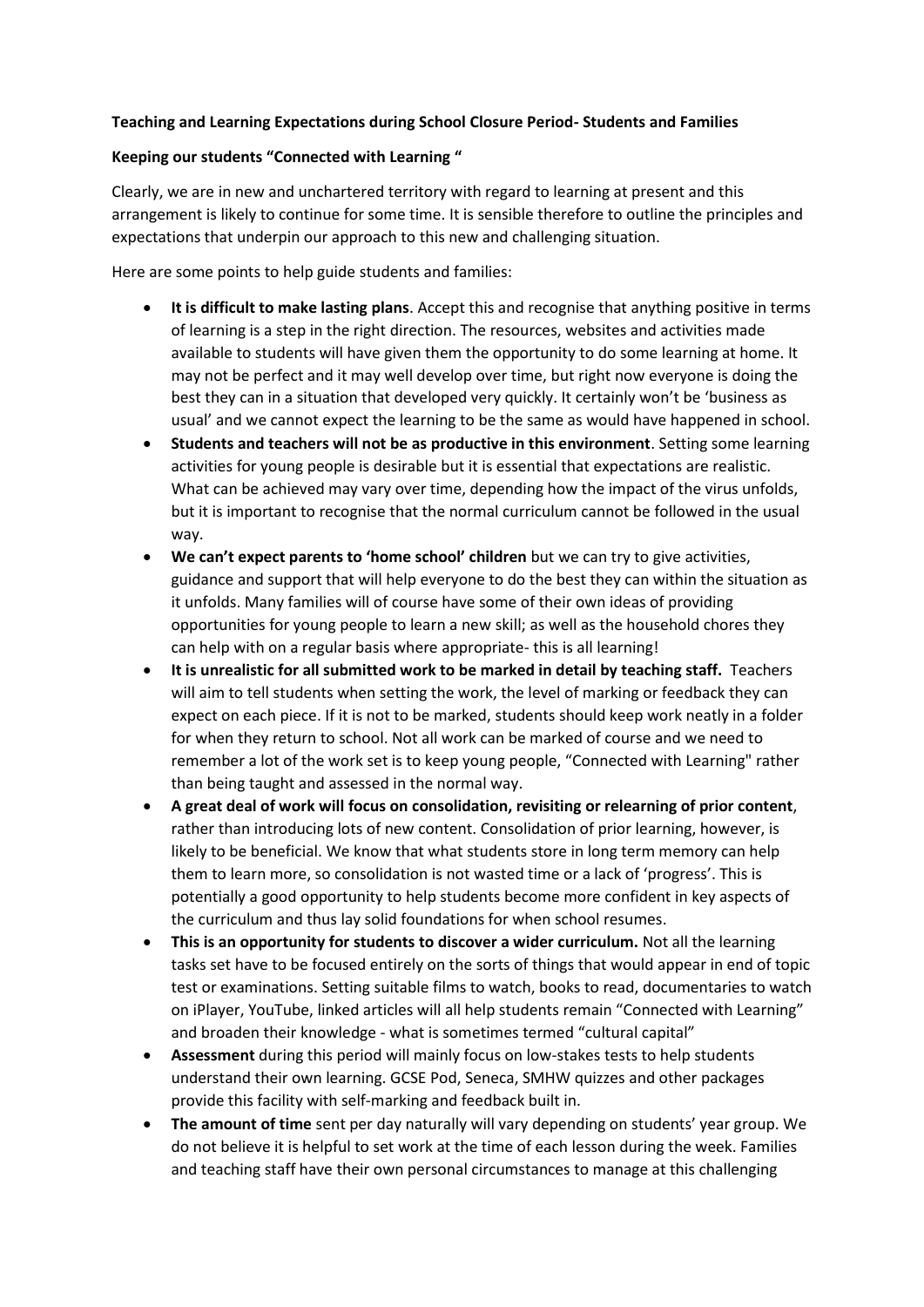**Teaching and Learning Expectations during School Closure Period- Students and Families**

**Keeping our students "Connected with Learning "**

Clearly, we are in new and unchartered territory with regard to learning at present and this arrangement is likely to continue for some time. It is sensible therefore to outline the principles and expectations that underpin our approach to this new and challenging situation.

Here are some points to help guide students and families:

- **It is difficult to make lasting plans**. Accept this and recognise that anything positive in terms of learning is a step in the right direction. The resources, websites and activities made available to students will have given them the opportunity to do some learning at home. It may not be perfect and it may well develop over time, but right now everyone is doing the best they can in a situation that developed very quickly. It certainly won't be 'business as usual' and we cannot expect the learning to be the same as would have happened in school.
- **Students and teachers will not be as productive in this environment**. Setting some learning activities for young people is desirable but it is essential that expectations are realistic. What can be achieved may vary over time, depending how the impact of the virus unfolds, but it is important to recognise that the normal curriculum cannot be followed in the usual way.
- **We can't expect parents to 'home school' children** but we can try to give activities, guidance and support that will help everyone to do the best they can within the situation as it unfolds. Many families will of course have some of their own ideas of providing opportunities for young people to learn a new skill; as well as the household chores they can help with on a regular basis where appropriate- this is all learning!
- **It is unrealistic for all submitted work to be marked in detail by teaching staff.** Teachers will aim to tell students when setting the work, the level of marking or feedback they can expect on each piece. If it is not to be marked, students should keep work neatly in a folder for when they return to school. Not all work can be marked of course and we need to remember a lot of the work set is to keep young people, "Connected with Learning" rather than being taught and assessed in the normal way.
- **A great deal of work will focus on consolidation, revisiting or relearning of prior content**, rather than introducing lots of new content. Consolidation of prior learning, however, is likely to be beneficial. We know that what students store in long term memory can help them to learn more, so consolidation is not wasted time or a lack of 'progress'. This is potentially a good opportunity to help students become more confident in key aspects of the curriculum and thus lay solid foundations for when school resumes.
- **This is an opportunity for students to discover a wider curriculum.** Not all the learning tasks set have to be focused entirely on the sorts of things that would appear in end of topic test or examinations. Setting suitable films to watch, books to read, documentaries to watch on iPlayer, YouTube, linked articles will all help students remain "Connected with Learning" and broaden their knowledge - what is sometimes termed "cultural capital"
- **Assessment** during this period will mainly focus on low-stakes tests to help students understand their own learning. GCSE Pod, Seneca, SMHW quizzes and other packages provide this facility with self-marking and feedback built in.
- **The amount of time** sent per day naturally will vary depending on students' year group. We do not believe it is helpful to set work at the time of each lesson during the week. Families and teaching staff have their own personal circumstances to manage at this challenging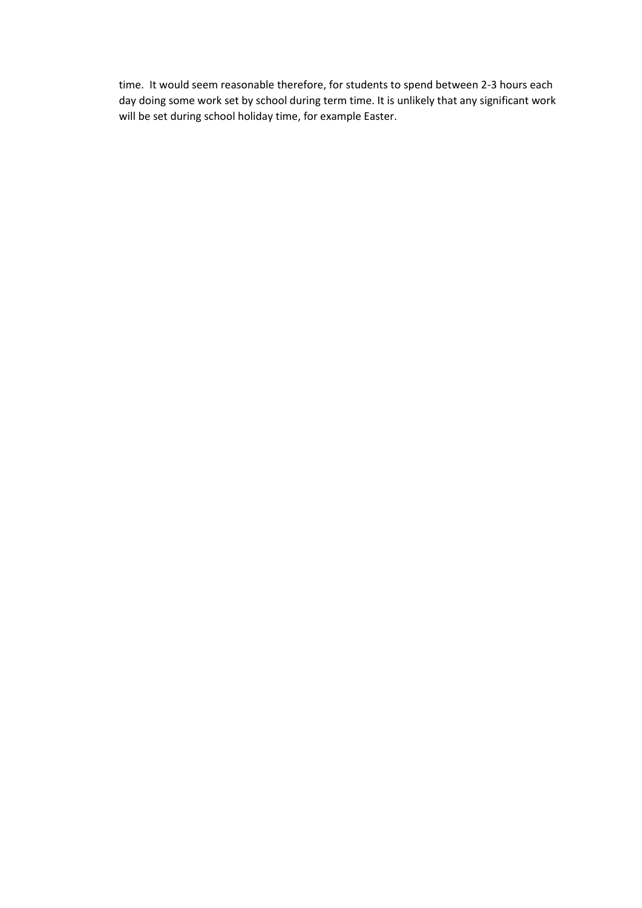time. It would seem reasonable therefore, for students to spend between 2-3 hours each day doing some work set by school during term time. It is unlikely that any significant work will be set during school holiday time, for example Easter.